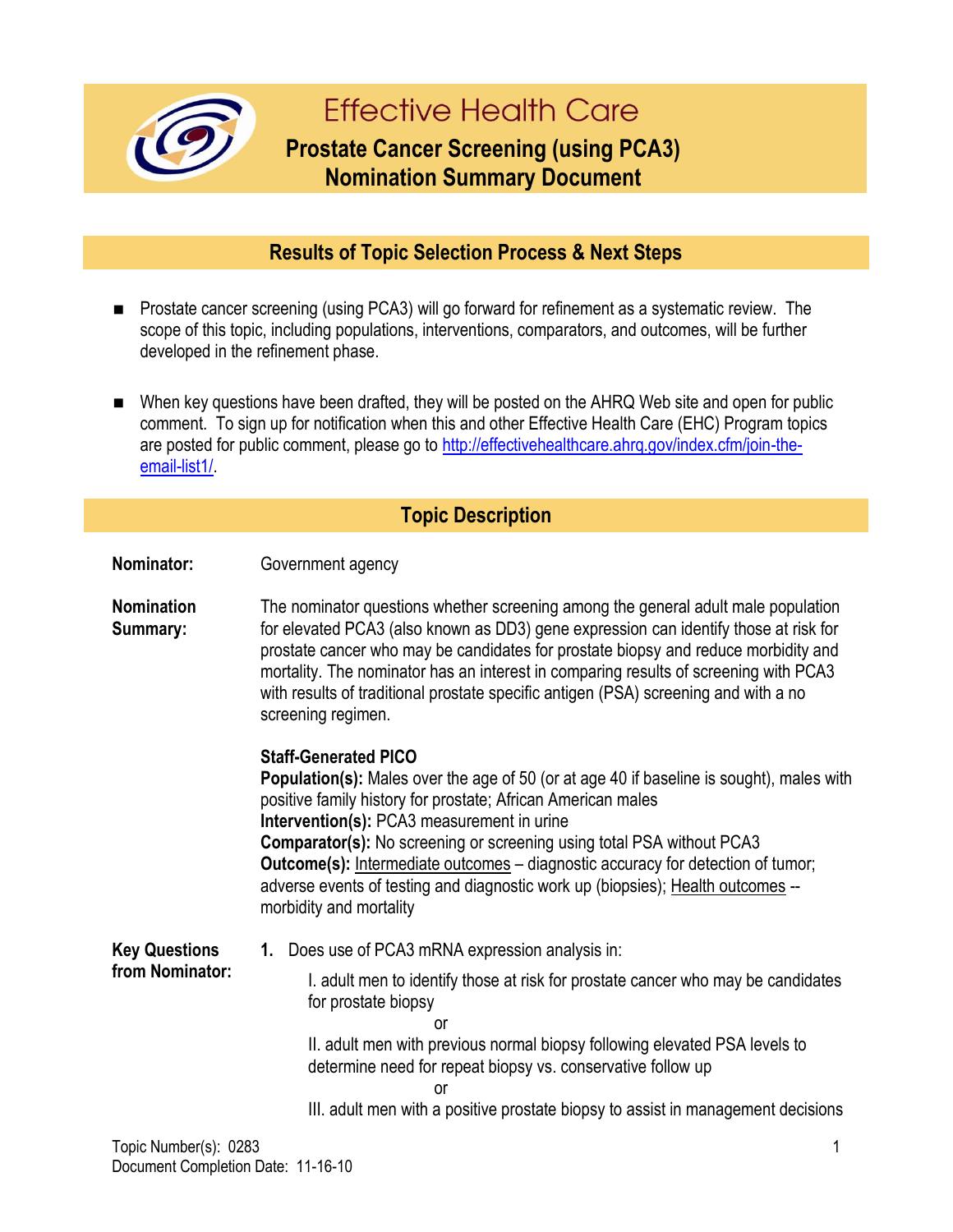# Effective Health Care

## Prostate Cancer Screening (using PCA3) Nomination Summary Document

## Results of Topic Selection Process & Next Steps

- Prostate cancer screening (using PCA3) will go forward for refinement as a systematic review. The scope of this topic, including populations, interventions, comparators, and outcomes, will be further developed in the refinement phase.
- When key questions have been drafted, they will be posted on the AHRQ Web site and open for public comment. To sign up for notification when this and other Effective Health Care (EHC) Program topics are posted for public comment, please go to [http://effectivehealthcare.ahrq.gov/index.cfm/join-the-email-list1/](http://effectivehealthcare.ahrq.gov/index.cfm/join-the-email-list1/).

## Topic Description

**Nominator:** Government agency

**Nomination Summary:** The nominator questions whether screening among the general adult male population for elevated PCA3 (also known as DD3) gene expression can identify those at risk for prostate cancer who may be candidates for prostate biopsy and reduce morbidity and mortality. The nominator has an interest in comparing results of screening with PCA3 with results of traditional prostate specific antigen (PSA) screening and with a no screening regimen.

**Staff-Generated PICO**
**Population(s):** Males over the age of 50 (or at age 40 if baseline is sought), males with positive family history for prostate; African American males
**Intervention(s):** PCA3 measurement in urine
**Comparator(s):** No screening or screening using total PSA without PCA3
**Outcome(s):** Intermediate outcomes – diagnostic accuracy for detection of tumor; adverse events of testing and diagnostic work up (biopsies); Health outcomes -- morbidity and mortality

**Key Questions from Nominator:**

1. Does use of PCA3 mRNA expression analysis in:

   I. adult men to identify those at risk for prostate cancer who may be candidates for prostate biopsy

   or

   II. adult men with previous normal biopsy following elevated PSA levels to determine need for repeat biopsy vs. conservative follow up

   or

   III. adult men with a positive prostate biopsy to assist in management decisions

Topic Number(s): 0283
Document Completion Date: 11-16-10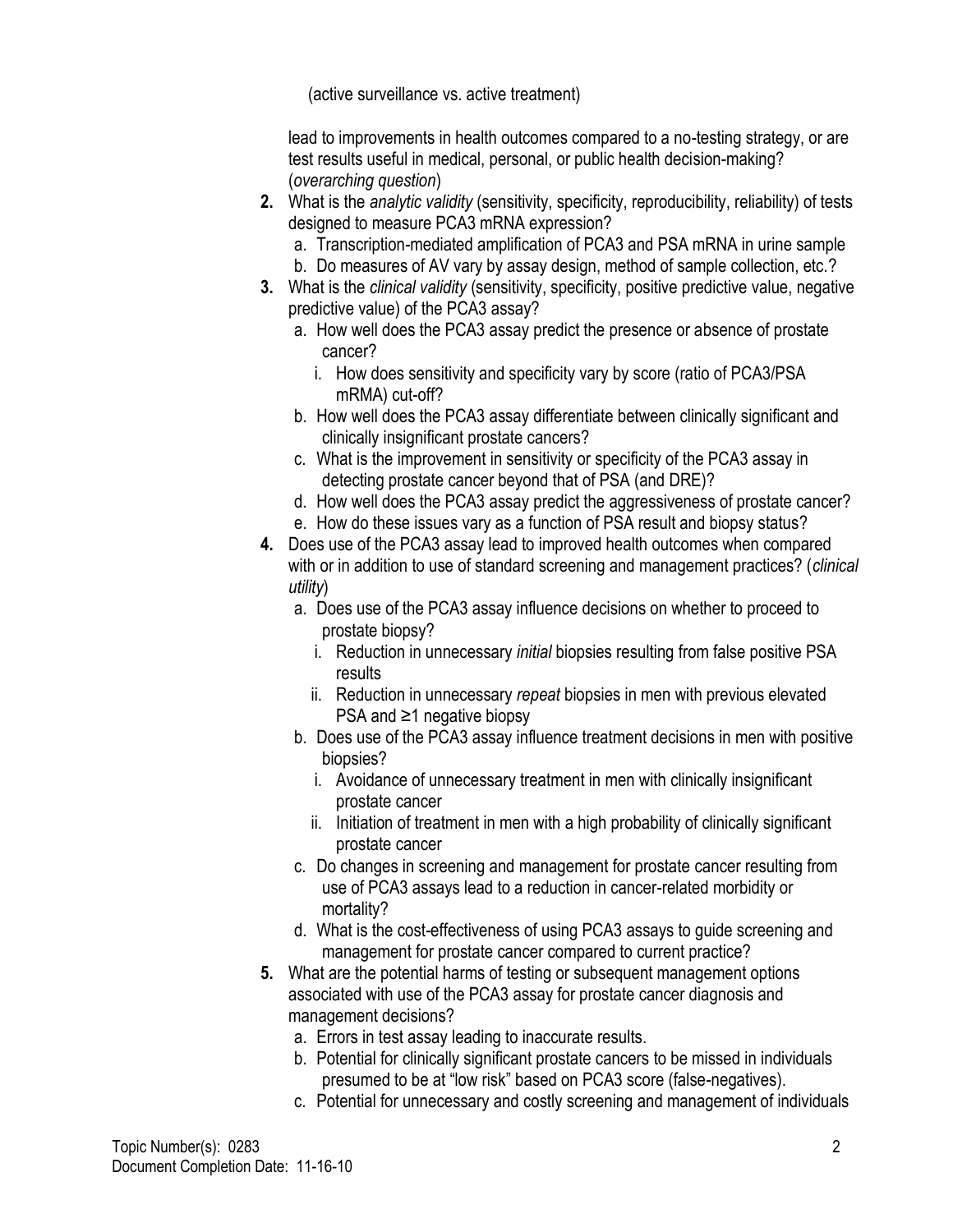(active surveillance vs. active treatment)

lead to improvements in health outcomes compared to a no-testing strategy, or are test results useful in medical, personal, or public health decision-making? (*overarching question*)

2. What is the *analytic validity* (sensitivity, specificity, reproducibility, reliability) of tests designed to measure PCA3 mRNA expression?
   a. Transcription-mediated amplification of PCA3 and PSA mRNA in urine sample
   b. Do measures of AV vary by assay design, method of sample collection, etc.?
3. What is the *clinical validity* (sensitivity, specificity, positive predictive value, negative predictive value) of the PCA3 assay?
   a. How well does the PCA3 assay predict the presence or absence of prostate cancer?
      i. How does sensitivity and specificity vary by score (ratio of PCA3/PSA mRMA) cut-off?
   b. How well does the PCA3 assay differentiate between clinically significant and clinically insignificant prostate cancers?
   c. What is the improvement in sensitivity or specificity of the PCA3 assay in detecting prostate cancer beyond that of PSA (and DRE)?
   d. How well does the PCA3 assay predict the aggressiveness of prostate cancer?
   e. How do these issues vary as a function of PSA result and biopsy status?
4. Does use of the PCA3 assay lead to improved health outcomes when compared with or in addition to use of standard screening and management practices? (*clinical utility*)
   a. Does use of the PCA3 assay influence decisions on whether to proceed to prostate biopsy?
      i. Reduction in unnecessary *initial* biopsies resulting from false positive PSA results
      ii. Reduction in unnecessary *repeat* biopsies in men with previous elevated PSA and ≥1 negative biopsy
   b. Does use of the PCA3 assay influence treatment decisions in men with positive biopsies?
      i. Avoidance of unnecessary treatment in men with clinically insignificant prostate cancer
      ii. Initiation of treatment in men with a high probability of clinically significant prostate cancer
   c. Do changes in screening and management for prostate cancer resulting from use of PCA3 assays lead to a reduction in cancer-related morbidity or mortality?
   d. What is the cost-effectiveness of using PCA3 assays to guide screening and management for prostate cancer compared to current practice?
5. What are the potential harms of testing or subsequent management options associated with use of the PCA3 assay for prostate cancer diagnosis and management decisions?
   a. Errors in test assay leading to inaccurate results.
   b. Potential for clinically significant prostate cancers to be missed in individuals presumed to be at "low risk" based on PCA3 score (false-negatives).
   c. Potential for unnecessary and costly screening and management of individuals

Topic Number(s): 0283
Document Completion Date: 11-16-10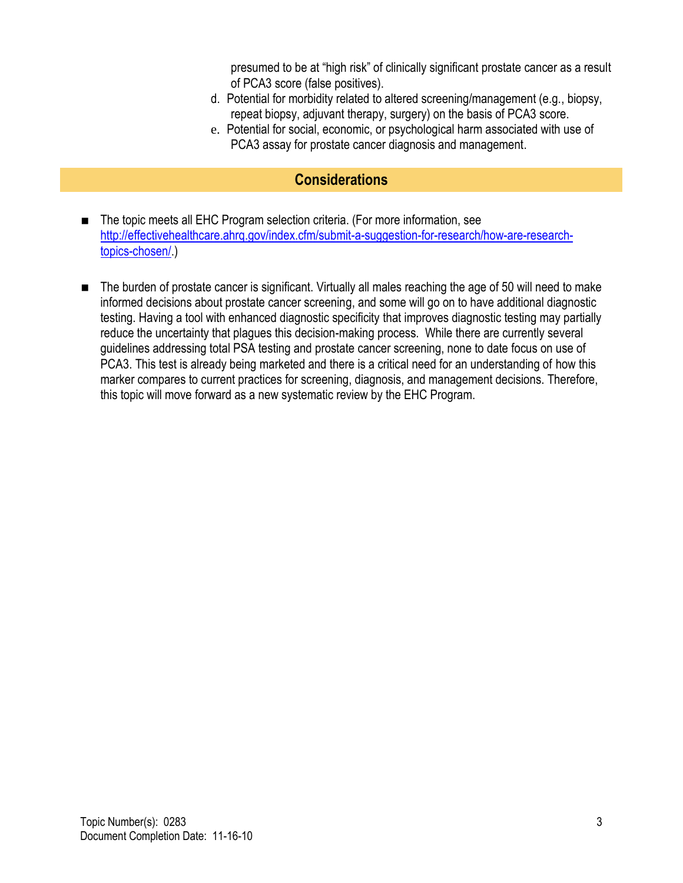presumed to be at "high risk" of clinically significant prostate cancer as a result of PCA3 score (false positives).

d. Potential for morbidity related to altered screening/management (e.g., biopsy, repeat biopsy, adjuvant therapy, surgery) on the basis of PCA3 score.

e. Potential for social, economic, or psychological harm associated with use of PCA3 assay for prostate cancer diagnosis and management.

## Considerations

- The topic meets all EHC Program selection criteria. (For more information, see http://effectivehealthcare.ahrq.gov/index.cfm/submit-a-suggestion-for-research/how-are-research-topics-chosen/.)

- The burden of prostate cancer is significant. Virtually all males reaching the age of 50 will need to make informed decisions about prostate cancer screening, and some will go on to have additional diagnostic testing. Having a tool with enhanced diagnostic specificity that improves diagnostic testing may partially reduce the uncertainty that plagues this decision-making process. While there are currently several guidelines addressing total PSA testing and prostate cancer screening, none to date focus on use of PCA3. This test is already being marketed and there is a critical need for an understanding of how this marker compares to current practices for screening, diagnosis, and management decisions. Therefore, this topic will move forward as a new systematic review by the EHC Program.

Topic Number(s): 0283
Document Completion Date: 11-16-10